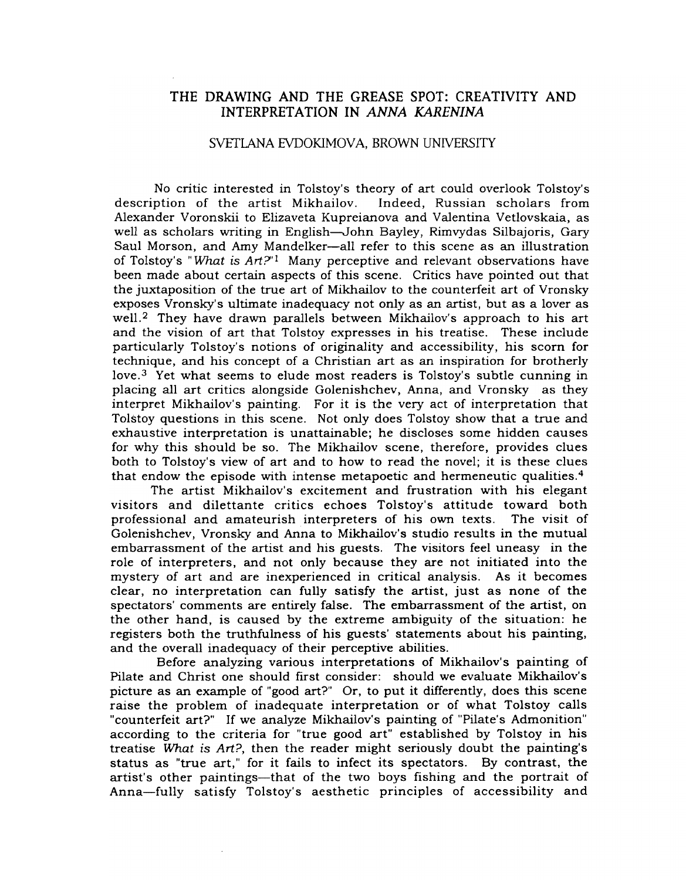# THE DRAWING AND THE GREASE SPOT: CREATIVITY AND INTERPRETATION IN *ANNA KARENINA*

SVETLANA EVDOKIMOVA, BROWN UNIVERSITY

No critic interested in Tolstoy's theory of art could overlook Tolstoy's description of the artist Mikhailov. Indeed, Russian scholars from Alexander Voronskii to Elizaveta Kupreianova and Valentina Vetlovskaia, as well as scholars writing in English—John Bayley, Rimvydas Silbajoris, Gary Saul Morson, and Amy Mandelker—all refer to this scene as an illustration of Tolstoy's "*What is Art?*"[1] Many perceptive and relevant observations have been made about certain aspects of this scene. Critics have pointed out that the juxtaposition of the true art of Mikhailov to the counterfeit art of Vronsky exposes Vronsky's ultimate inadequacy not only as an artist, but as a lover as well.[2] They have drawn parallels between Mikhailov's approach to his art and the vision of art that Tolstoy expresses in his treatise. These include particularly Tolstoy's notions of originality and accessibility, his scorn for technique, and his concept of a Christian art as an inspiration for brotherly love.[3] Yet what seems to elude most readers is Tolstoy's subtle cunning in placing all art critics alongside Golenishchev, Anna, and Vronsky as they interpret Mikhailov's painting. For it is the very act of interpretation that Tolstoy questions in this scene. Not only does Tolstoy show that a true and exhaustive interpretation is unattainable; he discloses some hidden causes for why this should be so. The Mikhailov scene, therefore, provides clues both to Tolstoy's view of art and to how to read the novel; it is these clues that endow the episode with intense metapoetic and hermeneutic qualities.[4]

The artist Mikhailov's excitement and frustration with his elegant visitors and dilettante critics echoes Tolstoy's attitude toward both professional and amateurish interpreters of his own texts. The visit of Golenishchev, Vronsky and Anna to Mikhailov's studio results in the mutual embarrassment of the artist and his guests. The visitors feel uneasy in the role of interpreters, and not only because they are not initiated into the mystery of art and are inexperienced in critical analysis. As it becomes clear, no interpretation can fully satisfy the artist, just as none of the spectators' comments are entirely false. The embarrassment of the artist, on the other hand, is caused by the extreme ambiguity of the situation: he registers both the truthfulness of his guests' statements about his painting, and the overall inadequacy of their perceptive abilities.

Before analyzing various interpretations of Mikhailov's painting of Pilate and Christ one should first consider: should we evaluate Mikhailov's picture as an example of "good art?" Or, to put it differently, does this scene raise the problem of inadequate interpretation or of what Tolstoy calls "counterfeit art?" If we analyze Mikhailov's painting of "Pilate's Admonition" according to the criteria for "true good art" established by Tolstoy in his treatise *What is Art?*, then the reader might seriously doubt the painting's status as "true art," for it fails to infect its spectators. By contrast, the artist's other paintings—that of the two boys fishing and the portrait of Anna—fully satisfy Tolstoy's aesthetic principles of accessibility and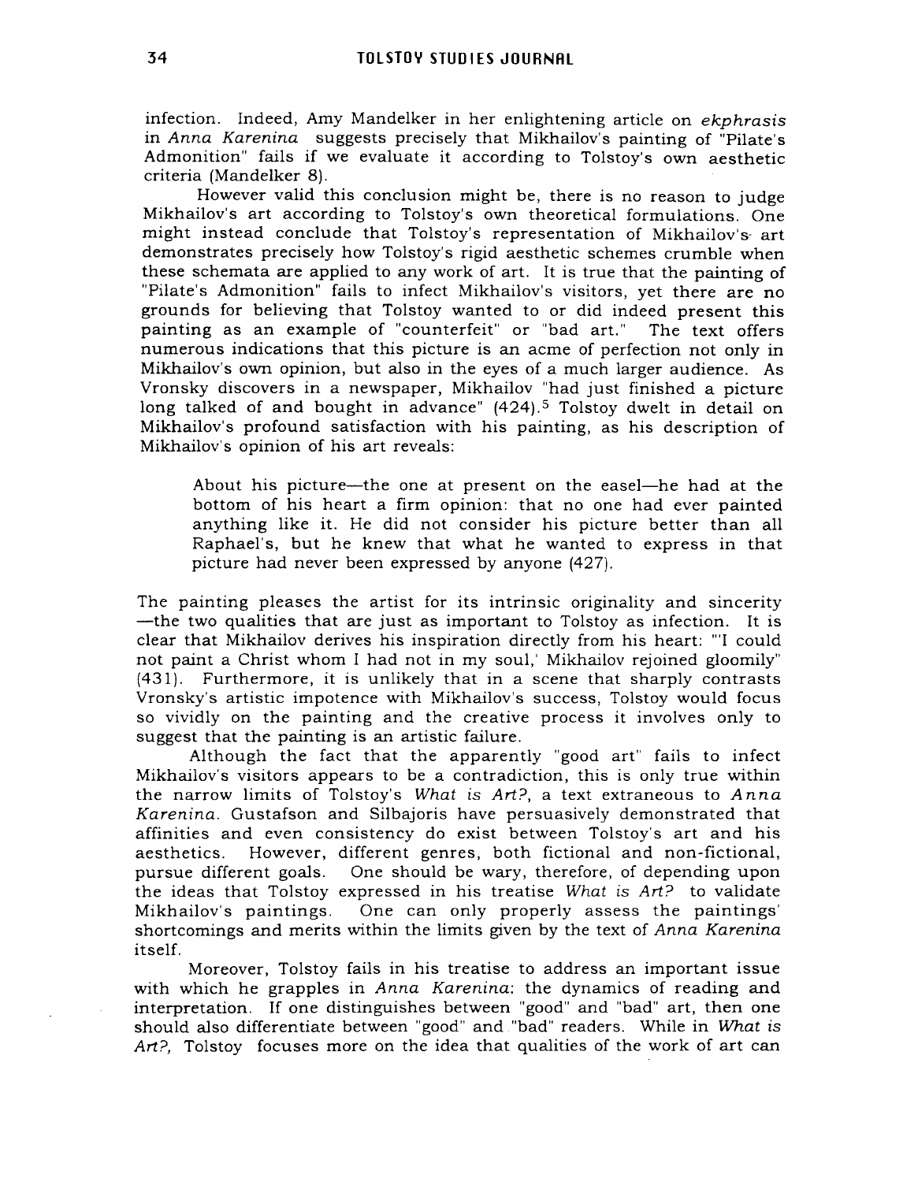infection. Indeed, Amy Mandelker in her enlightening article on *ekphrasis* in *Anna Karenina* suggests precisely that Mikhailov's painting of "Pilate's Admonition" fails if we evaluate it according to Tolstoy's own aesthetic criteria (Mandelker 8).

However valid this conclusion might be, there is no reason to judge Mikhailov's art according to Tolstoy's own theoretical formulations. One might instead conclude that Tolstoy's representation of Mikhailov's art demonstrates precisely how Tolstoy's rigid aesthetic schemes crumble when these schemata are applied to any work of art. It is true that the painting of "Pilate's Admonition" fails to infect Mikhailov's visitors, yet there are no grounds for believing that Tolstoy wanted to or did indeed present this painting as an example of "counterfeit" or "bad art." The text offers numerous indications that this picture is an acme of perfection not only in Mikhailov's own opinion, but also in the eyes of a much larger audience. As Vronsky discovers in a newspaper, Mikhailov "had just finished a picture long talked of and bought in advance" (424).[5] Tolstoy dwelt in detail on Mikhailov's profound satisfaction with his painting, as his description of Mikhailov's opinion of his art reveals:

> About his picture—the one at present on the easel—he had at the bottom of his heart a firm opinion: that no one had ever painted anything like it. He did not consider his picture better than all Raphael's, but he knew that what he wanted to express in that picture had never been expressed by anyone (427).

The painting pleases the artist for its intrinsic originality and sincerity —the two qualities that are just as important to Tolstoy as infection. It is clear that Mikhailov derives his inspiration directly from his heart: "'I could not paint a Christ whom I had not in my soul,' Mikhailov rejoined gloomily" (431). Furthermore, it is unlikely that in a scene that sharply contrasts Vronsky's artistic impotence with Mikhailov's success, Tolstoy would focus so vividly on the painting and the creative process it involves only to suggest that the painting is an artistic failure.

Although the fact that the apparently "good art" fails to infect Mikhailov's visitors appears to be a contradiction, this is only true within the narrow limits of Tolstoy's *What is Art?*, a text extraneous to *Anna Karenina*. Gustafson and Silbajoris have persuasively demonstrated that affinities and even consistency do exist between Tolstoy's art and his aesthetics. However, different genres, both fictional and non-fictional, pursue different goals. One should be wary, therefore, of depending upon the ideas that Tolstoy expressed in his treatise *What is Art?* to validate Mikhailov's paintings. One can only properly assess the paintings' shortcomings and merits within the limits given by the text of *Anna Karenina* itself.

Moreover, Tolstoy fails in his treatise to address an important issue with which he grapples in *Anna Karenina*: the dynamics of reading and interpretation. If one distinguishes between "good" and "bad" art, then one should also differentiate between "good" and "bad" readers. While in *What is Art?*, Tolstoy focuses more on the idea that qualities of the work of art can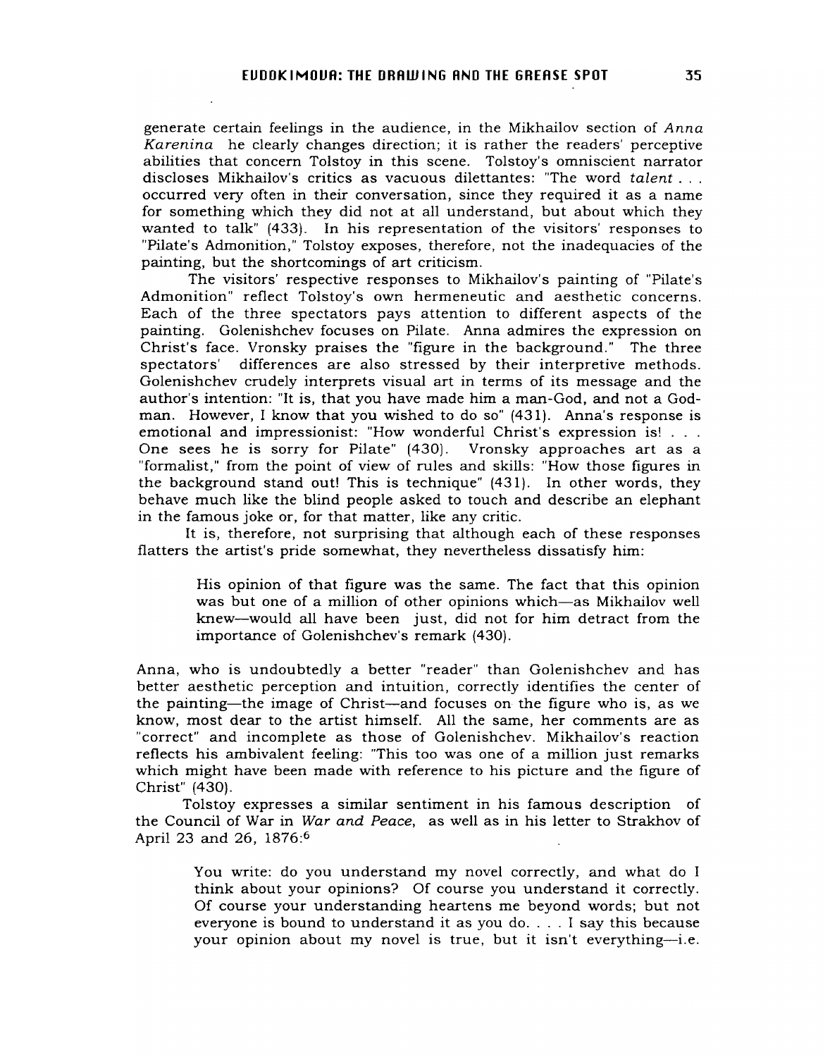generate certain feelings in the audience, in the Mikhailov section of *Anna Karenina* he clearly changes direction; it is rather the readers' perceptive abilities that concern Tolstoy in this scene. Tolstoy's omniscient narrator discloses Mikhailov's critics as vacuous dilettantes: "The word *talent* . . . occurred very often in their conversation, since they required it as a name for something which they did not at all understand, but about which they wanted to talk" (433). In his representation of the visitors' responses to "Pilate's Admonition," Tolstoy exposes, therefore, not the inadequacies of the painting, but the shortcomings of art criticism.

The visitors' respective responses to Mikhailov's painting of "Pilate's Admonition" reflect Tolstoy's own hermeneutic and aesthetic concerns. Each of the three spectators pays attention to different aspects of the painting. Golenishchev focuses on Pilate. Anna admires the expression on Christ's face. Vronsky praises the "figure in the background." The three spectators' differences are also stressed by their interpretive methods. Golenishchev crudely interprets visual art in terms of its message and the author's intention: "It is, that you have made him a man-God, and not a God-man. However, I know that you wished to do so" (431). Anna's response is emotional and impressionist: "How wonderful Christ's expression is! . . . One sees he is sorry for Pilate" (430). Vronsky approaches art as a "formalist," from the point of view of rules and skills: "How those figures in the background stand out! This is technique" (431). In other words, they behave much like the blind people asked to touch and describe an elephant in the famous joke or, for that matter, like any critic.

It is, therefore, not surprising that although each of these responses flatters the artist's pride somewhat, they nevertheless dissatisfy him:

> His opinion of that figure was the same. The fact that this opinion was but one of a million of other opinions which—as Mikhailov well knew—would all have been just, did not for him detract from the importance of Golenishchev's remark (430).

Anna, who is undoubtedly a better "reader" than Golenishchev and has better aesthetic perception and intuition, correctly identifies the center of the painting—the image of Christ—and focuses on the figure who is, as we know, most dear to the artist himself. All the same, her comments are as "correct" and incomplete as those of Golenishchev. Mikhailov's reaction reflects his ambivalent feeling: "This too was one of a million just remarks which might have been made with reference to his picture and the figure of Christ" (430).

Tolstoy expresses a similar sentiment in his famous description of the Council of War in *War and Peace*, as well as in his letter to Strakhov of April 23 and 26, 1876:[6]

> You write: do you understand my novel correctly, and what do I think about your opinions? Of course you understand it correctly. Of course your understanding heartens me beyond words; but not everyone is bound to understand it as you do. . . . I say this because your opinion about my novel is true, but it isn't everything—i.e.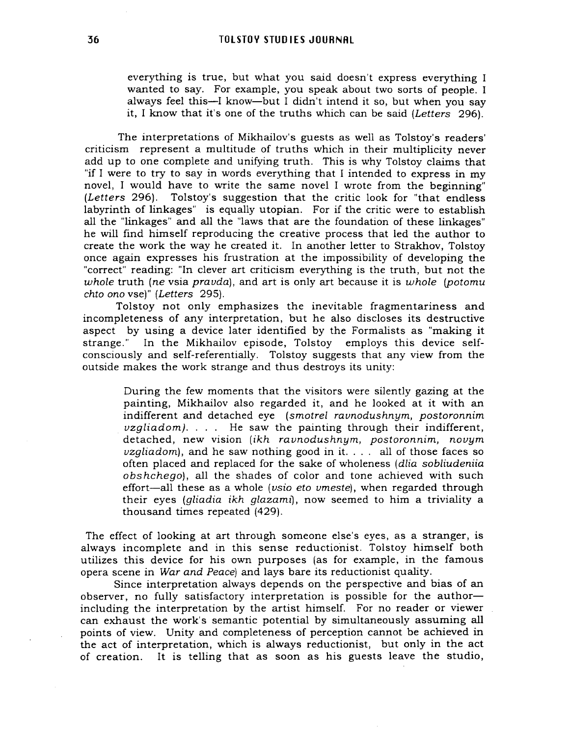> everything is true, but what you said doesn't express everything I wanted to say. For example, you speak about two sorts of people. I always feel this—I know—but I didn't intend it so, but when you say it, I know that it's one of the truths which can be said (*Letters* 296).

The interpretations of Mikhailov's guests as well as Tolstoy's readers' criticism represent a multitude of truths which in their multiplicity never add up to one complete and unifying truth. This is why Tolstoy claims that "if I were to try to say in words everything that I intended to express in my novel, I would have to write the same novel I wrote from the beginning" (*Letters* 296). Tolstoy's suggestion that the critic look for "that endless labyrinth of linkages" is equally utopian. For if the critic were to establish all the "linkages" and all the "laws that are the foundation of these linkages" he will find himself reproducing the creative process that led the author to create the work the way he created it. In another letter to Strakhov, Tolstoy once again expresses his frustration at the impossibility of developing the "correct" reading: "In clever art criticism everything is the truth, but not the *whole* truth (*ne* vsia *pravda*), and art is only art because it is *whole* (*potomu chto ono* vse)" (*Letters* 295).

Tolstoy not only emphasizes the inevitable fragmentariness and incompleteness of any interpretation, but he also discloses its destructive aspect by using a device later identified by the Formalists as "making it strange." In the Mikhailov episode, Tolstoy employs this device self-consciously and self-referentially. Tolstoy suggests that any view from the outside makes the work strange and thus destroys its unity:

> During the few moments that the visitors were silently gazing at the painting, Mikhailov also regarded it, and he looked at it with an indifferent and detached eye (*smotrel ravnodushnym, postoronnim vzgliadom*). . . . He saw the painting through their indifferent, detached, new vision (*ikh ravnodushnym, postoronnim, novym vzgliadom*), and he saw nothing good in it. . . . all of those faces so often placed and replaced for the sake of wholeness (*dlia sobliudeniia obshchego*), all the shades of color and tone achieved with such effort—all these as a whole (*vsio eto vmeste*), when regarded through their eyes (*gliadia ikh glazami*), now seemed to him a triviality a thousand times repeated (429).

The effect of looking at art through someone else's eyes, as a stranger, is always incomplete and in this sense reductionist. Tolstoy himself both utilizes this device for his own purposes (as for example, in the famous opera scene in *War and Peace*) and lays bare its reductionist quality.

Since interpretation always depends on the perspective and bias of an observer, no fully satisfactory interpretation is possible for the author—including the interpretation by the artist himself. For no reader or viewer can exhaust the work's semantic potential by simultaneously assuming all points of view. Unity and completeness of perception cannot be achieved in the act of interpretation, which is always reductionist, but only in the act of creation. It is telling that as soon as his guests leave the studio,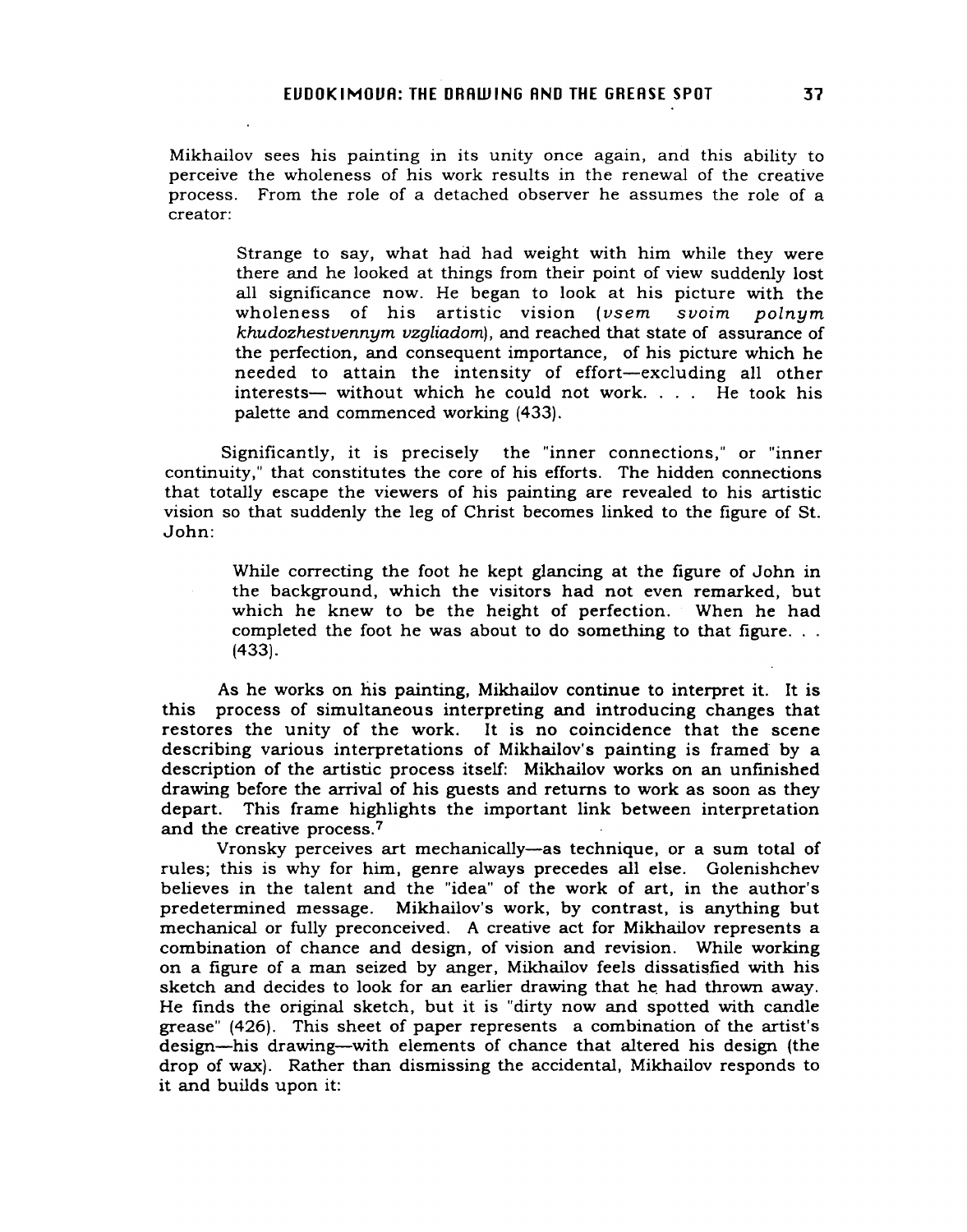Mikhailov sees his painting in its unity once again, and this ability to perceive the wholeness of his work results in the renewal of the creative process. From the role of a detached observer he assumes the role of a creator:

> Strange to say, what had had weight with him while they were there and he looked at things from their point of view suddenly lost all significance now. He began to look at his picture with the wholeness of his artistic vision (*vsem svoim polnym khudozhestvennym vzgliadom*), and reached that state of assurance of the perfection, and consequent importance, of his picture which he needed to attain the intensity of effort—excluding all other interests— without which he could not work. . . . He took his palette and commenced working (433).

Significantly, it is precisely the "inner connections," or "inner continuity," that constitutes the core of his efforts. The hidden connections that totally escape the viewers of his painting are revealed to his artistic vision so that suddenly the leg of Christ becomes linked to the figure of St. John:

> While correcting the foot he kept glancing at the figure of John in the background, which the visitors had not even remarked, but which he knew to be the height of perfection. When he had completed the foot he was about to do something to that figure. . . (433).

As he works on his painting, Mikhailov continue to interpret it. It is this process of simultaneous interpreting and introducing changes that restores the unity of the work. It is no coincidence that the scene describing various interpretations of Mikhailov's painting is framed by a description of the artistic process itself: Mikhailov works on an unfinished drawing before the arrival of his guests and returns to work as soon as they depart. This frame highlights the important link between interpretation and the creative process.[7]

Vronsky perceives art mechanically—as technique, or a sum total of rules; this is why for him, genre always precedes all else. Golenishchev believes in the talent and the "idea" of the work of art, in the author's predetermined message. Mikhailov's work, by contrast, is anything but mechanical or fully preconceived. A creative act for Mikhailov represents a combination of chance and design, of vision and revision. While working on a figure of a man seized by anger, Mikhailov feels dissatisfied with his sketch and decides to look for an earlier drawing that he had thrown away. He finds the original sketch, but it is "dirty now and spotted with candle grease" (426). This sheet of paper represents a combination of the artist's design—his drawing—with elements of chance that altered his design (the drop of wax). Rather than dismissing the accidental, Mikhailov responds to it and builds upon it: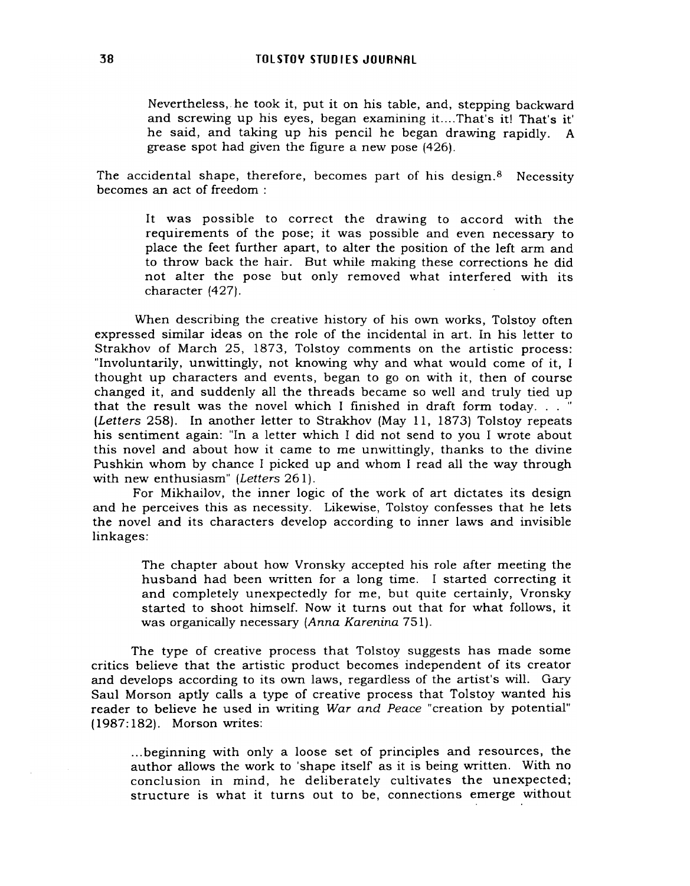> Nevertheless, he took it, put it on his table, and, stepping backward and screwing up his eyes, began examining it....That's it! That's it' he said, and taking up his pencil he began drawing rapidly. A grease spot had given the figure a new pose (426).

The accidental shape, therefore, becomes part of his design.[8] Necessity becomes an act of freedom :

> It was possible to correct the drawing to accord with the requirements of the pose; it was possible and even necessary to place the feet further apart, to alter the position of the left arm and to throw back the hair. But while making these corrections he did not alter the pose but only removed what interfered with its character (427).

When describing the creative history of his own works, Tolstoy often expressed similar ideas on the role of the incidental in art. In his letter to Strakhov of March 25, 1873, Tolstoy comments on the artistic process: "Involuntarily, unwittingly, not knowing why and what would come of it, I thought up characters and events, began to go on with it, then of course changed it, and suddenly all the threads became so well and truly tied up that the result was the novel which I finished in draft form today. . . " (*Letters* 258). In another letter to Strakhov (May 11, 1873) Tolstoy repeats his sentiment again: "In a letter which I did not send to you I wrote about this novel and about how it came to me unwittingly, thanks to the divine Pushkin whom by chance I picked up and whom I read all the way through with new enthusiasm" (*Letters* 261).

For Mikhailov, the inner logic of the work of art dictates its design and he perceives this as necessity. Likewise, Tolstoy confesses that he lets the novel and its characters develop according to inner laws and invisible linkages:

> The chapter about how Vronsky accepted his role after meeting the husband had been written for a long time. I started correcting it and completely unexpectedly for me, but quite certainly, Vronsky started to shoot himself. Now it turns out that for what follows, it was organically necessary (*Anna Karenina* 751).

The type of creative process that Tolstoy suggests has made some critics believe that the artistic product becomes independent of its creator and develops according to its own laws, regardless of the artist's will. Gary Saul Morson aptly calls a type of creative process that Tolstoy wanted his reader to believe he used in writing *War and Peace* "creation by potential" (1987:182). Morson writes:

> ...beginning with only a loose set of principles and resources, the author allows the work to 'shape itself' as it is being written. With no conclusion in mind, he deliberately cultivates the unexpected; structure is what it turns out to be, connections emerge without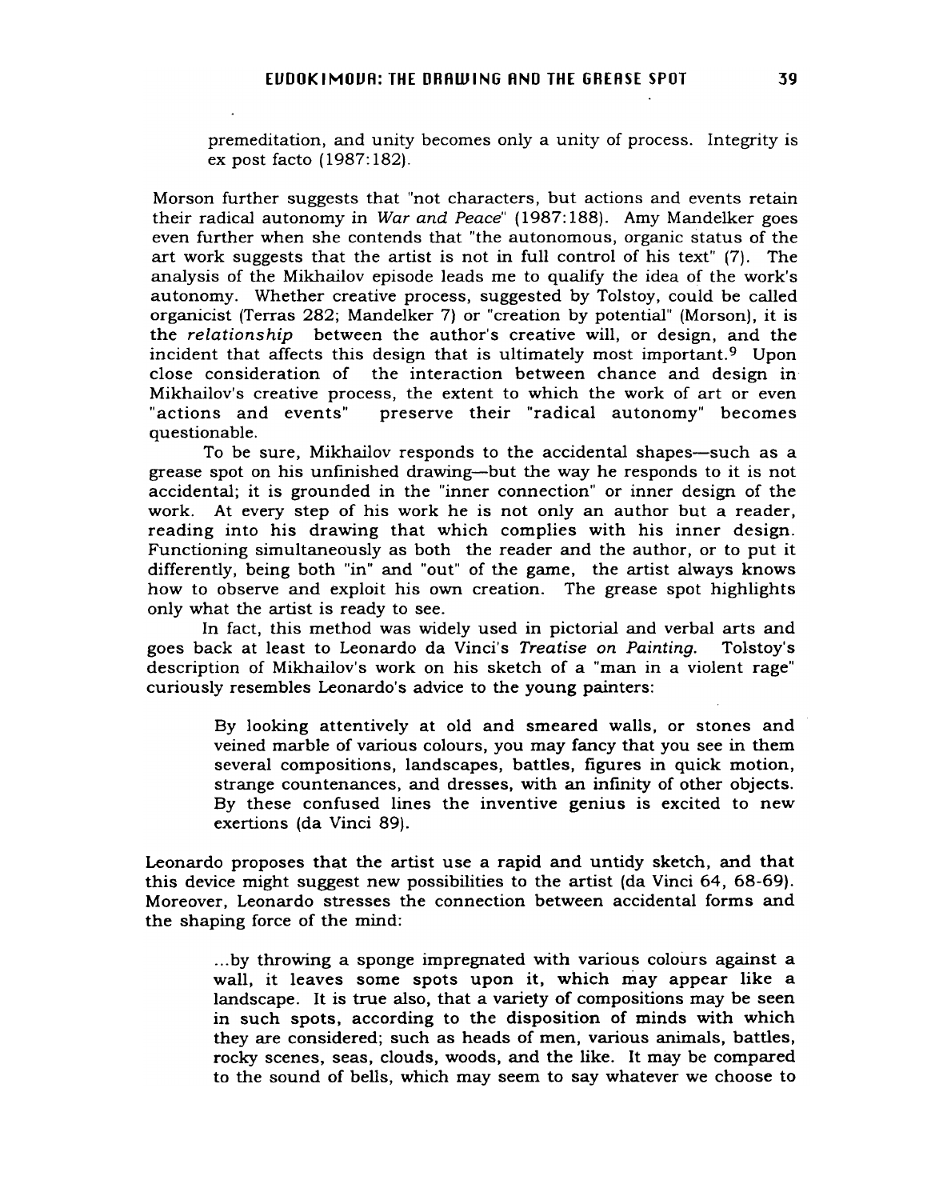> premeditation, and unity becomes only a unity of process. Integrity is ex post facto (1987:182).

Morson further suggests that "not characters, but actions and events retain their radical autonomy in *War and Peace*" (1987:188). Amy Mandelker goes even further when she contends that "the autonomous, organic status of the art work suggests that the artist is not in full control of his text" (7). The analysis of the Mikhailov episode leads me to qualify the idea of the work's autonomy. Whether creative process, suggested by Tolstoy, could be called organicist (Terras 282; Mandelker 7) or "creation by potential" (Morson), it is the *relationship* between the author's creative will, or design, and the incident that affects this design that is ultimately most important.[9] Upon close consideration of the interaction between chance and design in Mikhailov's creative process, the extent to which the work of art or even "actions and events" preserve their "radical autonomy" becomes questionable.

To be sure, Mikhailov responds to the accidental shapes—such as a grease spot on his unfinished drawing—but the way he responds to it is not accidental; it is grounded in the "inner connection" or inner design of the work. At every step of his work he is not only an author but a reader, reading into his drawing that which complies with his inner design. Functioning simultaneously as both the reader and the author, or to put it differently, being both "in" and "out" of the game, the artist always knows how to observe and exploit his own creation. The grease spot highlights only what the artist is ready to see.

In fact, this method was widely used in pictorial and verbal arts and goes back at least to Leonardo da Vinci's *Treatise on Painting*. Tolstoy's description of Mikhailov's work on his sketch of a "man in a violent rage" curiously resembles Leonardo's advice to the young painters:

> By looking attentively at old and smeared walls, or stones and veined marble of various colours, you may fancy that you see in them several compositions, landscapes, battles, figures in quick motion, strange countenances, and dresses, with an infinity of other objects. By these confused lines the inventive genius is excited to new exertions (da Vinci 89).

Leonardo proposes that the artist use a rapid and untidy sketch, and that this device might suggest new possibilities to the artist (da Vinci 64, 68-69). Moreover, Leonardo stresses the connection between accidental forms and the shaping force of the mind:

> ...by throwing a sponge impregnated with various colours against a wall, it leaves some spots upon it, which may appear like a landscape. It is true also, that a variety of compositions may be seen in such spots, according to the disposition of minds with which they are considered; such as heads of men, various animals, battles, rocky scenes, seas, clouds, woods, and the like. It may be compared to the sound of bells, which may seem to say whatever we choose to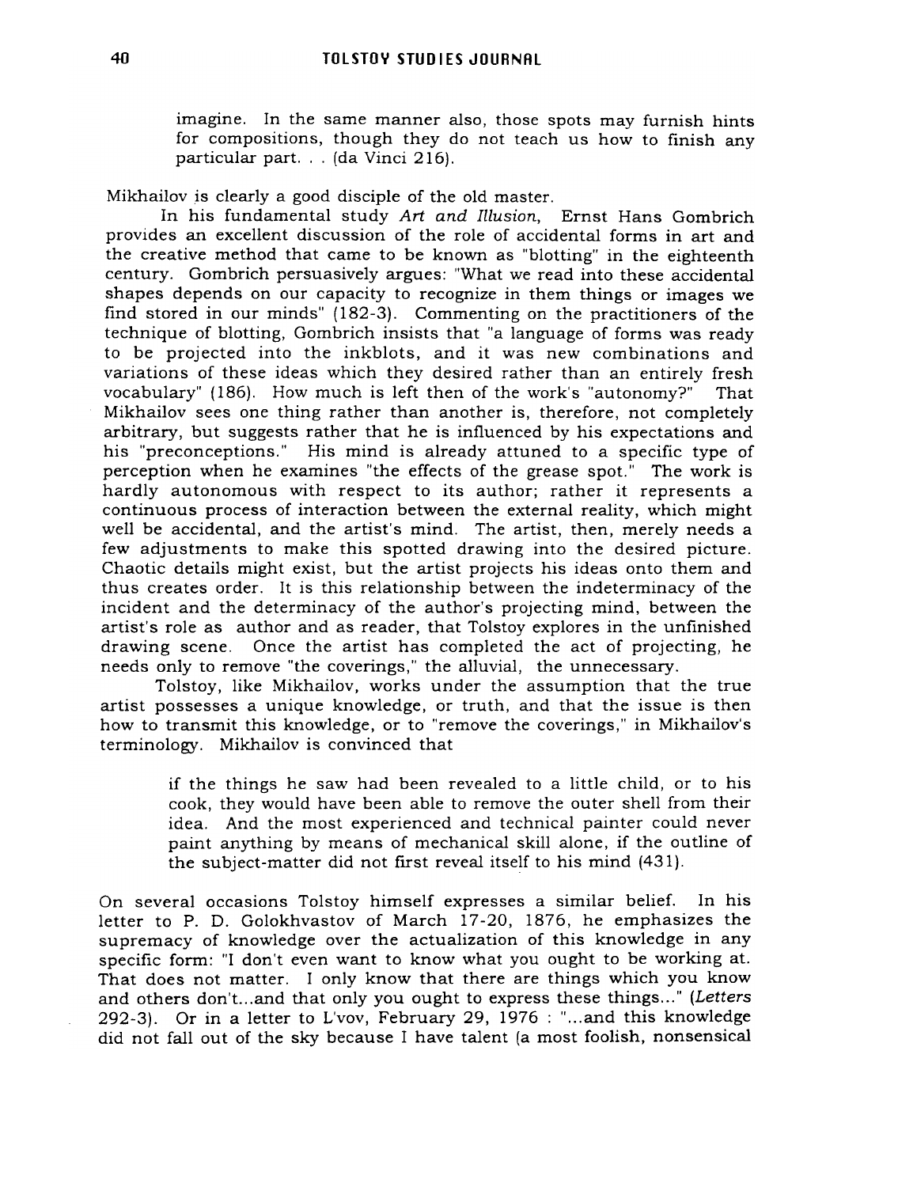> imagine. In the same manner also, those spots may furnish hints for compositions, though they do not teach us how to finish any particular part. . . (da Vinci 216).

Mikhailov is clearly a good disciple of the old master.

In his fundamental study *Art and Illusion*, Ernst Hans Gombrich provides an excellent discussion of the role of accidental forms in art and the creative method that came to be known as "blotting" in the eighteenth century. Gombrich persuasively argues: "What we read into these accidental shapes depends on our capacity to recognize in them things or images we find stored in our minds" (182-3). Commenting on the practitioners of the technique of blotting, Gombrich insists that "a language of forms was ready to be projected into the inkblots, and it was new combinations and variations of these ideas which they desired rather than an entirely fresh vocabulary" (186). How much is left then of the work's "autonomy?" That Mikhailov sees one thing rather than another is, therefore, not completely arbitrary, but suggests rather that he is influenced by his expectations and his "preconceptions." His mind is already attuned to a specific type of perception when he examines "the effects of the grease spot." The work is hardly autonomous with respect to its author; rather it represents a continuous process of interaction between the external reality, which might well be accidental, and the artist's mind. The artist, then, merely needs a few adjustments to make this spotted drawing into the desired picture. Chaotic details might exist, but the artist projects his ideas onto them and thus creates order. It is this relationship between the indeterminacy of the incident and the determinacy of the author's projecting mind, between the artist's role as author and as reader, that Tolstoy explores in the unfinished drawing scene. Once the artist has completed the act of projecting, he needs only to remove "the coverings," the alluvial, the unnecessary.

Tolstoy, like Mikhailov, works under the assumption that the true artist possesses a unique knowledge, or truth, and that the issue is then how to transmit this knowledge, or to "remove the coverings," in Mikhailov's terminology. Mikhailov is convinced that

> if the things he saw had been revealed to a little child, or to his cook, they would have been able to remove the outer shell from their idea. And the most experienced and technical painter could never paint anything by means of mechanical skill alone, if the outline of the subject-matter did not first reveal itself to his mind (431).

On several occasions Tolstoy himself expresses a similar belief. In his letter to P. D. Golokhvastov of March 17-20, 1876, he emphasizes the supremacy of knowledge over the actualization of this knowledge in any specific form: "I don't even want to know what you ought to be working at. That does not matter. I only know that there are things which you know and others don't...and that only you ought to express these things..." (*Letters* 292-3). Or in a letter to L'vov, February 29, 1976 : "...and this knowledge did not fall out of the sky because I have talent (a most foolish, nonsensical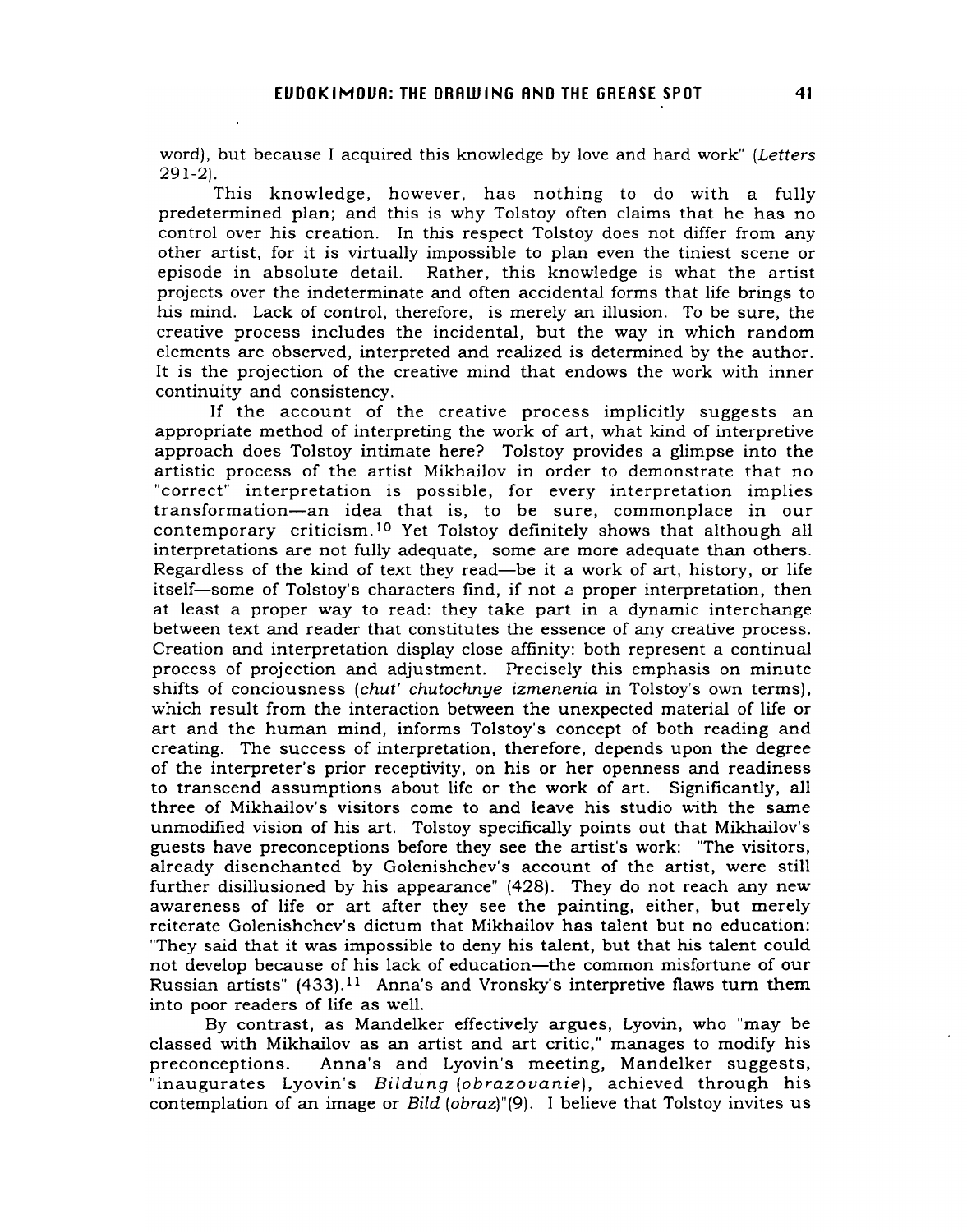word), but because I acquired this knowledge by love and hard work" (*Letters* 291-2).

This knowledge, however, has nothing to do with a fully predetermined plan; and this is why Tolstoy often claims that he has no control over his creation. In this respect Tolstoy does not differ from any other artist, for it is virtually impossible to plan even the tiniest scene or episode in absolute detail. Rather, this knowledge is what the artist projects over the indeterminate and often accidental forms that life brings to his mind. Lack of control, therefore, is merely an illusion. To be sure, the creative process includes the incidental, but the way in which random elements are observed, interpreted and realized is determined by the author. It is the projection of the creative mind that endows the work with inner continuity and consistency.

If the account of the creative process implicitly suggests an appropriate method of interpreting the work of art, what kind of interpretive approach does Tolstoy intimate here? Tolstoy provides a glimpse into the artistic process of the artist Mikhailov in order to demonstrate that no "correct" interpretation is possible, for every interpretation implies transformation—an idea that is, to be sure, commonplace in our contemporary criticism.[10] Yet Tolstoy definitely shows that although all interpretations are not fully adequate, some are more adequate than others. Regardless of the kind of text they read—be it a work of art, history, or life itself—some of Tolstoy's characters find, if not a proper interpretation, then at least a proper way to read: they take part in a dynamic interchange between text and reader that constitutes the essence of any creative process. Creation and interpretation display close affinity: both represent a continual process of projection and adjustment. Precisely this emphasis on minute shifts of conciousness (*chut' chutochnye izmenenia* in Tolstoy's own terms), which result from the interaction between the unexpected material of life or art and the human mind, informs Tolstoy's concept of both reading and creating. The success of interpretation, therefore, depends upon the degree of the interpreter's prior receptivity, on his or her openness and readiness to transcend assumptions about life or the work of art. Significantly, all three of Mikhailov's visitors come to and leave his studio with the same unmodified vision of his art. Tolstoy specifically points out that Mikhailov's guests have preconceptions before they see the artist's work: "The visitors, already disenchanted by Golenishchev's account of the artist, were still further disillusioned by his appearance" (428). They do not reach any new awareness of life or art after they see the painting, either, but merely reiterate Golenishchev's dictum that Mikhailov has talent but no education: "They said that it was impossible to deny his talent, but that his talent could not develop because of his lack of education—the common misfortune of our Russian artists" (433).[11] Anna's and Vronsky's interpretive flaws turn them into poor readers of life as well.

By contrast, as Mandelker effectively argues, Lyovin, who "may be classed with Mikhailov as an artist and art critic," manages to modify his preconceptions. Anna's and Lyovin's meeting, Mandelker suggests, "inaugurates Lyovin's *Bildung* (*obrazovanie*), achieved through his contemplation of an image or *Bild* (*obraz*)"(9). I believe that Tolstoy invites us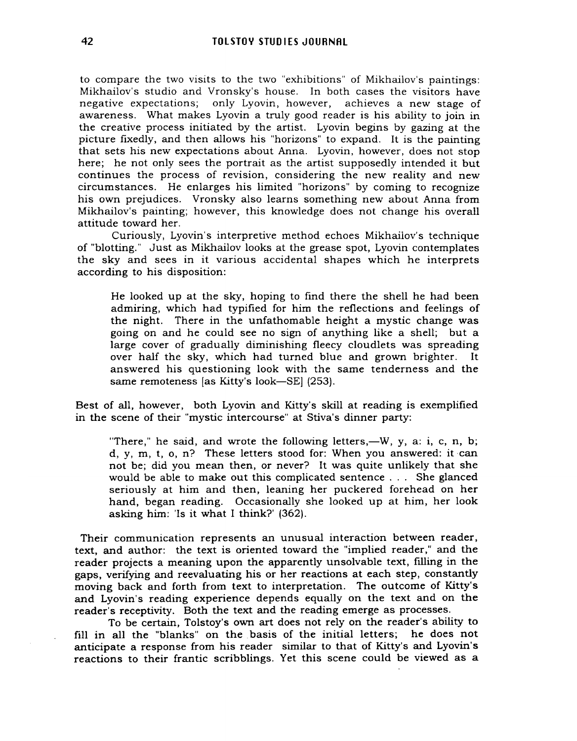to compare the two visits to the two "exhibitions" of Mikhailov's paintings: Mikhailov's studio and Vronsky's house. In both cases the visitors have negative expectations; only Lyovin, however, achieves a new stage of awareness. What makes Lyovin a truly good reader is his ability to join in the creative process initiated by the artist. Lyovin begins by gazing at the picture fixedly, and then allows his "horizons" to expand. It is the painting that sets his new expectations about Anna. Lyovin, however, does not stop here; he not only sees the portrait as the artist supposedly intended it but continues the process of revision, considering the new reality and new circumstances. He enlarges his limited "horizons" by coming to recognize his own prejudices. Vronsky also learns something new about Anna from Mikhailov's painting; however, this knowledge does not change his overall attitude toward her.

Curiously, Lyovin's interpretive method echoes Mikhailov's technique of "blotting." Just as Mikhailov looks at the grease spot, Lyovin contemplates the sky and sees in it various accidental shapes which he interprets according to his disposition:

> He looked up at the sky, hoping to find there the shell he had been admiring, which had typified for him the reflections and feelings of the night. There in the unfathomable height a mystic change was going on and he could see no sign of anything like a shell; but a large cover of gradually diminishing fleecy cloudlets was spreading over half the sky, which had turned blue and grown brighter. It answered his questioning look with the same tenderness and the same remoteness [as Kitty's look—SE] (253).

Best of all, however, both Lyovin and Kitty's skill at reading is exemplified in the scene of their "mystic intercourse" at Stiva's dinner party:

> "There," he said, and wrote the following letters,—W, y, a: i, c, n, b; d, y, m, t, o, n? These letters stood for: When you answered: it can not be; did you mean then, or never? It was quite unlikely that she would be able to make out this complicated sentence . . . She glanced seriously at him and then, leaning her puckered forehead on her hand, began reading. Occasionally she looked up at him, her look asking him: 'Is it what I think?' (362).

Their communication represents an unusual interaction between reader, text, and author: the text is oriented toward the "implied reader," and the reader projects a meaning upon the apparently unsolvable text, filling in the gaps, verifying and reevaluating his or her reactions at each step, constantly moving back and forth from text to interpretation. The outcome of Kitty's and Lyovin's reading experience depends equally on the text and on the reader's receptivity. Both the text and the reading emerge as processes.

To be certain, Tolstoy's own art does not rely on the reader's ability to fill in all the "blanks" on the basis of the initial letters; he does not anticipate a response from his reader similar to that of Kitty's and Lyovin's reactions to their frantic scribblings. Yet this scene could be viewed as a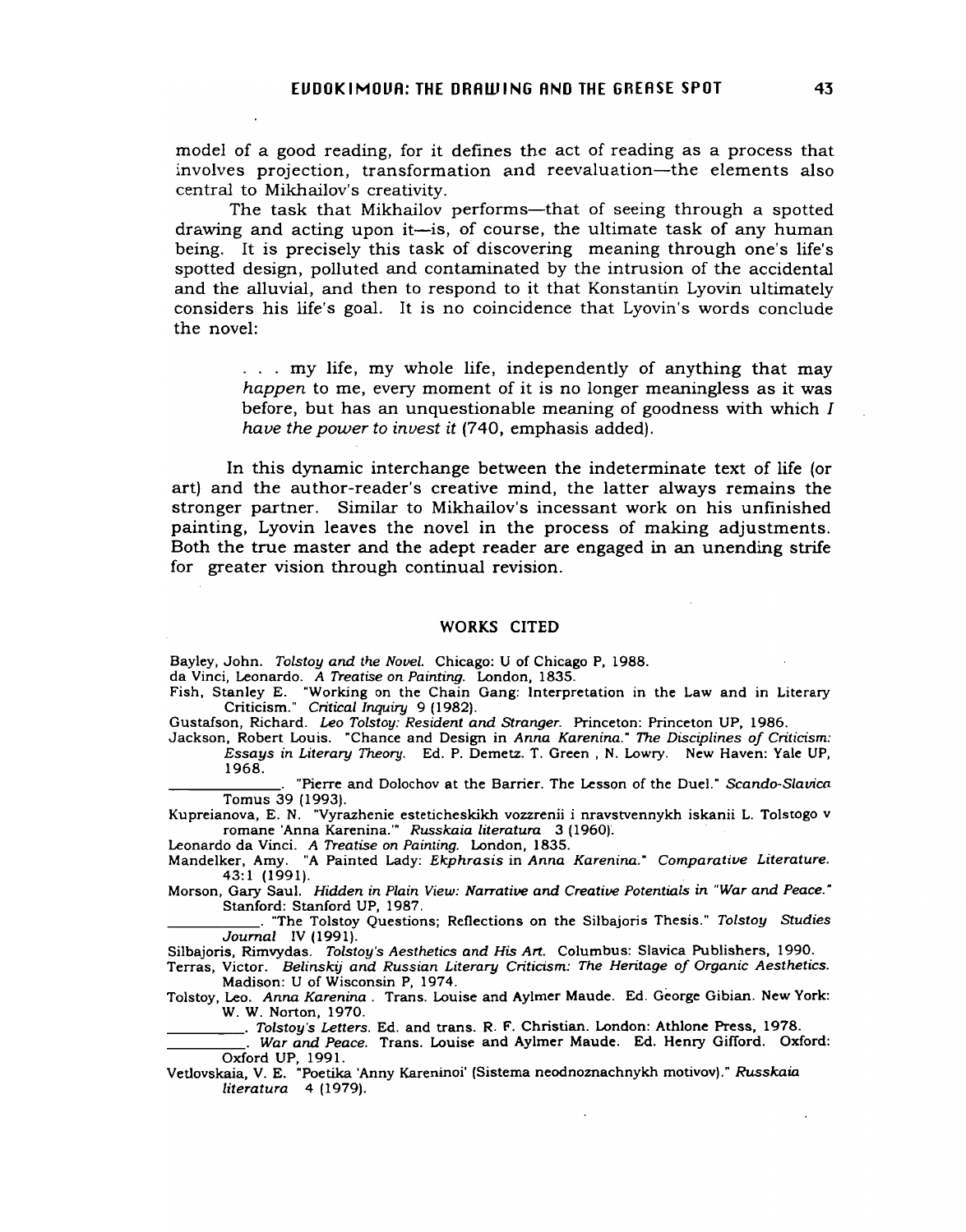model of a good reading, for it defines the act of reading as a process that involves projection, transformation and reevaluation—the elements also central to Mikhailov's creativity.

The task that Mikhailov performs—that of seeing through a spotted drawing and acting upon it—is, of course, the ultimate task of any human being. It is precisely this task of discovering meaning through one's life's spotted design, polluted and contaminated by the intrusion of the accidental and the alluvial, and then to respond to it that Konstantin Lyovin ultimately considers his life's goal. It is no coincidence that Lyovin's words conclude the novel:

> . . . my life, my whole life, independently of anything that may *happen* to me, every moment of it is no longer meaningless as it was before, but has an unquestionable meaning of goodness with which *I have the power to invest it* (740, emphasis added).

In this dynamic interchange between the indeterminate text of life (or art) and the author-reader's creative mind, the latter always remains the stronger partner. Similar to Mikhailov's incessant work on his unfinished painting, Lyovin leaves the novel in the process of making adjustments. Both the true master and the adept reader are engaged in an unending strife for greater vision through continual revision.

## WORKS CITED

Bayley, John. *Tolstoy and the Novel.* Chicago: U of Chicago P, 1988.

da Vinci, Leonardo. *A Treatise on Painting.* London, 1835.

Fish, Stanley E. "Working on the Chain Gang: Interpretation in the Law and in Literary Criticism." *Critical Inquiry* 9 (1982).

Gustafson, Richard. *Leo Tolstoy: Resident and Stranger.* Princeton: Princeton UP, 1986.

Jackson, Robert Louis. "Chance and Design in *Anna Karenina*." *The Disciplines of Criticism: Essays in Literary Theory.* Ed. P. Demetz. T. Green , N. Lowry. New Haven: Yale UP, 1968.

\_\_\_\_\_\_\_\_\_\_\_\_\_. "Pierre and Dolochov at the Barrier. The Lesson of the Duel." *Scando-Slavica* Tomus 39 (1993).

Kupreianova, E. N. "Vyrazhenie esteticheskikh vozzrenii i nravstvennykh iskanii L. Tolstogo v romane 'Anna Karenina.'" *Russkaia literatura* 3 (1960).

Leonardo da Vinci. *A Treatise on Painting.* London, 1835.

Mandelker, Amy. "A Painted Lady: *Ekphrasis* in *Anna Karenina*." *Comparative Literature.* 43:1 (1991).

Morson, Gary Saul. *Hidden in Plain View: Narrative and Creative Potentials in "War and Peace."* Stanford: Stanford UP, 1987.

\_\_\_\_\_\_\_\_\_\_\_. "The Tolstoy Questions; Reflections on the Silbajoris Thesis." *Tolstoy Studies Journal* IV (1991).

Silbajoris, Rimvydas. *Tolstoy's Aesthetics and His Art.* Columbus: Slavica Publishers, 1990.

Terras, Victor. *Belinskij and Russian Literary Criticism: The Heritage of Organic Aesthetics.* Madison: U of Wisconsin P, 1974.

Tolstoy, Leo. *Anna Karenina* . Trans. Louise and Aylmer Maude. Ed. George Gibian. New York: W. W. Norton, 1970.

\_\_\_\_\_\_\_\_\_\_. *Tolstoy's Letters.* Ed. and trans. R. F. Christian. London: Athlone Press, 1978.

\_\_\_\_\_\_\_\_\_\_. *War and Peace.* Trans. Louise and Aylmer Maude. Ed. Henry Gifford. Oxford: Oxford UP, 1991.

Vetlovskaia, V. E. "Poetika 'Anny Kareninoi' (Sistema neodnoznachnykh motivov)." *Russkaia literatura* 4 (1979).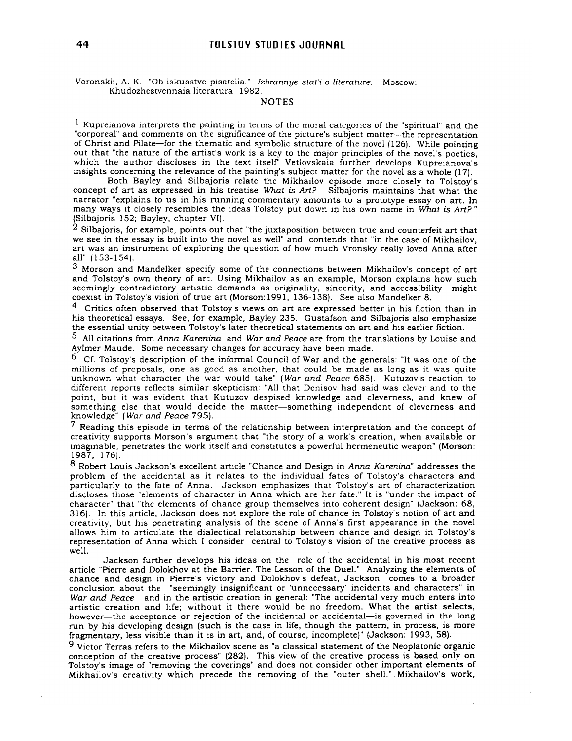Voronskii, A. K. "Ob iskusstve pisatelia." *Izbrannye stat'i o literature.* Moscow: Khudozhestvennaia literatura 1982.

## NOTES

[1] Kupreianova interprets the painting in terms of the moral categories of the "spiritual" and the "corporeal" and comments on the significance of the picture's subject matter—the representation of Christ and Pilate—for the thematic and symbolic structure of the novel (126). While pointing out that "the nature of the artist's work is a key to the major principles of the novel's poetics, which the author discloses in the text itself" Vetlovskaia further develops Kupreianova's insights concerning the relevance of the painting's subject matter for the novel as a whole (17).

Both Bayley and Silbajoris relate the Mikhailov episode more closely to Tolstoy's concept of art as expressed in his treatise *What is Art?* Silbajoris maintains that what the narrator "explains to us in his running commentary amounts to a prototype essay on art. In many ways it closely resembles the ideas Tolstoy put down in his own name in *What is Art?*" (Silbajoris 152; Bayley, chapter VI).

[2] Silbajoris, for example, points out that "the juxtaposition between true and counterfeit art that we see in the essay is built into the novel as well" and contends that "in the case of Mikhailov, art was an instrument of exploring the question of how much Vronsky really loved Anna after all" (153-154).

[3] Morson and Mandelker specify some of the connections between Mikhailov's concept of art and Tolstoy's own theory of art. Using Mikhailov as an example, Morson explains how such seemingly contradictory artistic demands as originality, sincerity, and accessibility might coexist in Tolstoy's vision of true art (Morson:1991, 136-138). See also Mandelker 8.

[4] Critics often observed that Tolstoy's views on art are expressed better in his fiction than in his theoretical essays. See, for example, Bayley 235. Gustafson and Silbajoris also emphasize the essential unity between Tolstoy's later theoretical statements on art and his earlier fiction.

[5] All citations from *Anna Karenina* and *War and Peace* are from the translations by Louise and Aylmer Maude. Some necessary changes for accuracy have been made.

[6] Cf. Tolstoy's description of the informal Council of War and the generals: "It was one of the millions of proposals, one as good as another, that could be made as long as it was quite unknown what character the war would take" (*War and Peace* 685). Kutuzov's reaction to different reports reflects similar skepticism: "All that Denisov had said was clever and to the point, but it was evident that Kutuzov despised knowledge and cleverness, and knew of something else that would decide the matter—something independent of cleverness and knowledge" (*War and Peace* 795).

[7] Reading this episode in terms of the relationship between interpretation and the concept of creativity supports Morson's argument that "the story of a work's creation, when available or imaginable, penetrates the work itself and constitutes a powerful hermeneutic weapon" (Morson: 1987, 176).

[8] Robert Louis Jackson's excellent article "Chance and Design in *Anna Karenina*" addresses the problem of the accidental as it relates to the individual fates of Tolstoy's characters and particularly to the fate of Anna. Jackson emphasizes that Tolstoy's art of characterization discloses those "elements of character in Anna which are her fate." It is "under the impact of character" that "the elements of chance group themselves into coherent design" (Jackson: 68, 316). In this article, Jackson does not explore the role of chance in Tolstoy's notion of art and creativity, but his penetrating analysis of the scene of Anna's first appearance in the novel allows him to articulate the dialectical relationship between chance and design in Tolstoy's representation of Anna which I consider central to Tolstoy's vision of the creative process as well.

Jackson further develops his ideas on the role of the accidental in his most recent article "Pierre and Dolokhov at the Barrier. The Lesson of the Duel." Analyzing the elements of chance and design in Pierre's victory and Dolokhov's defeat, Jackson comes to a broader conclusion about the "seemingly insignificant or 'unnecessary' incidents and characters" in *War and Peace* and in the artistic creation in general: "The accidental very much enters into artistic creation and life; without it there would be no freedom. What the artist selects, however—the acceptance or rejection of the incidental or accidental—is governed in the long run by his developing design (such is the case in life, though the pattern, in process, is more fragmentary, less visible than it is in art, and, of course, incomplete)" (Jackson: 1993, 58).

[9] Victor Terras refers to the Mikhailov scene as "a classical statement of the Neoplatonic organic conception of the creative process" (282). This view of the creative process is based only on Tolstoy's image of "removing the coverings" and does not consider other important elements of Mikhailov's creativity which precede the removing of the "outer shell." Mikhailov's work,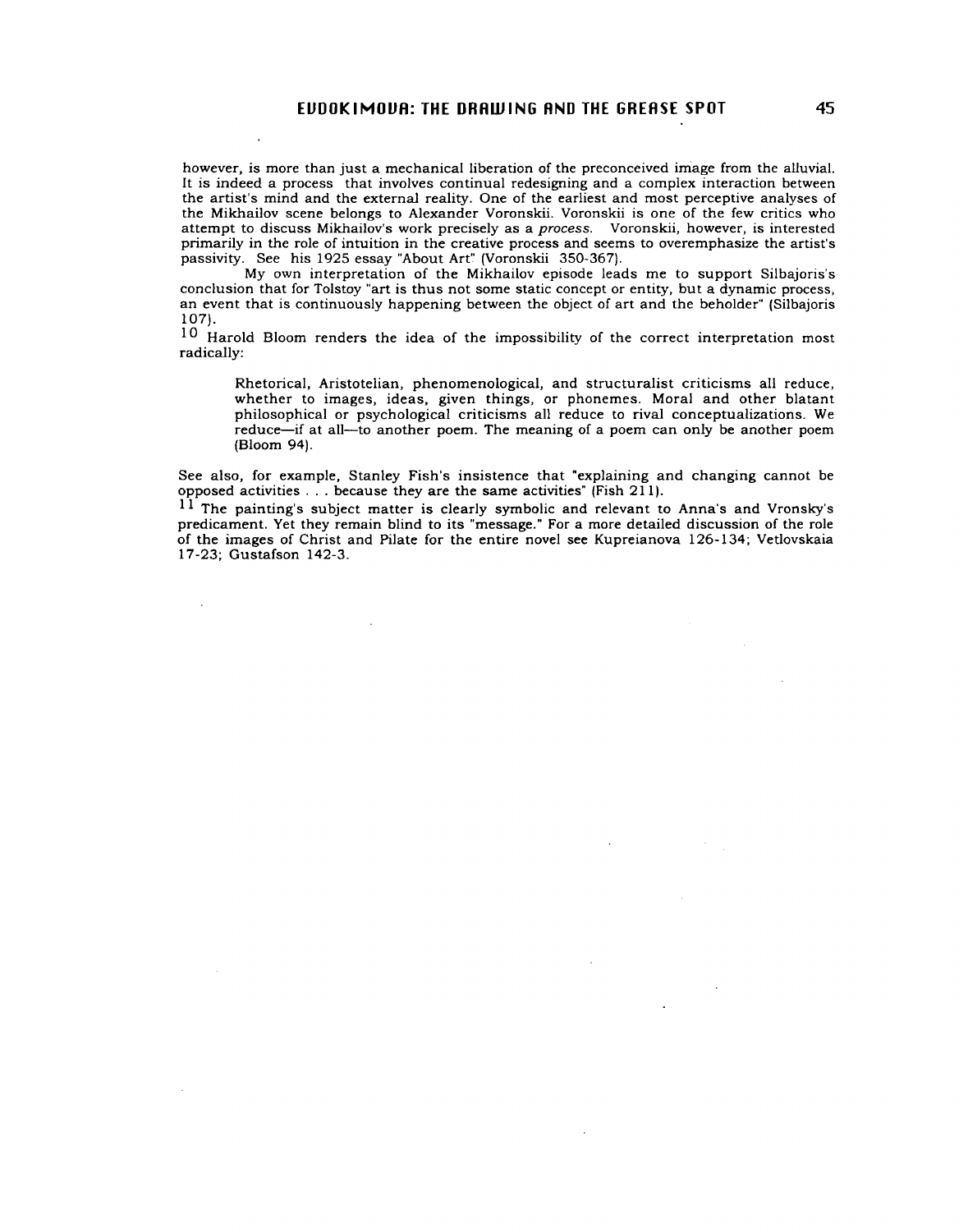however, is more than just a mechanical liberation of the preconceived image from the alluvial. It is indeed a process that involves continual redesigning and a complex interaction between the artist's mind and the external reality. One of the earliest and most perceptive analyses of the Mikhailov scene belongs to Alexander Voronskii. Voronskii is one of the few critics who attempt to discuss Mikhailov's work precisely as a *process*. Voronskii, however, is interested primarily in the role of intuition in the creative process and seems to overemphasize the artist's passivity. See his 1925 essay "About Art" (Voronskii 350-367).

My own interpretation of the Mikhailov episode leads me to support Silbajoris's conclusion that for Tolstoy "art is thus not some static concept or entity, but a dynamic process, an event that is continuously happening between the object of art and the beholder" (Silbajoris 107).

[10] Harold Bloom renders the idea of the impossibility of the correct interpretation most radically:

> Rhetorical, Aristotelian, phenomenological, and structuralist criticisms all reduce, whether to images, ideas, given things, or phonemes. Moral and other blatant philosophical or psychological criticisms all reduce to rival conceptualizations. We reduce—if at all—to another poem. The meaning of a poem can only be another poem (Bloom 94).

See also, for example, Stanley Fish's insistence that "explaining and changing cannot be opposed activities . . . because they are the same activities" (Fish 211).

[11] The painting's subject matter is clearly symbolic and relevant to Anna's and Vronsky's predicament. Yet they remain blind to its "message." For a more detailed discussion of the role of the images of Christ and Pilate for the entire novel see Kupreianova 126-134; Vetlovskaia 17-23; Gustafson 142-3.